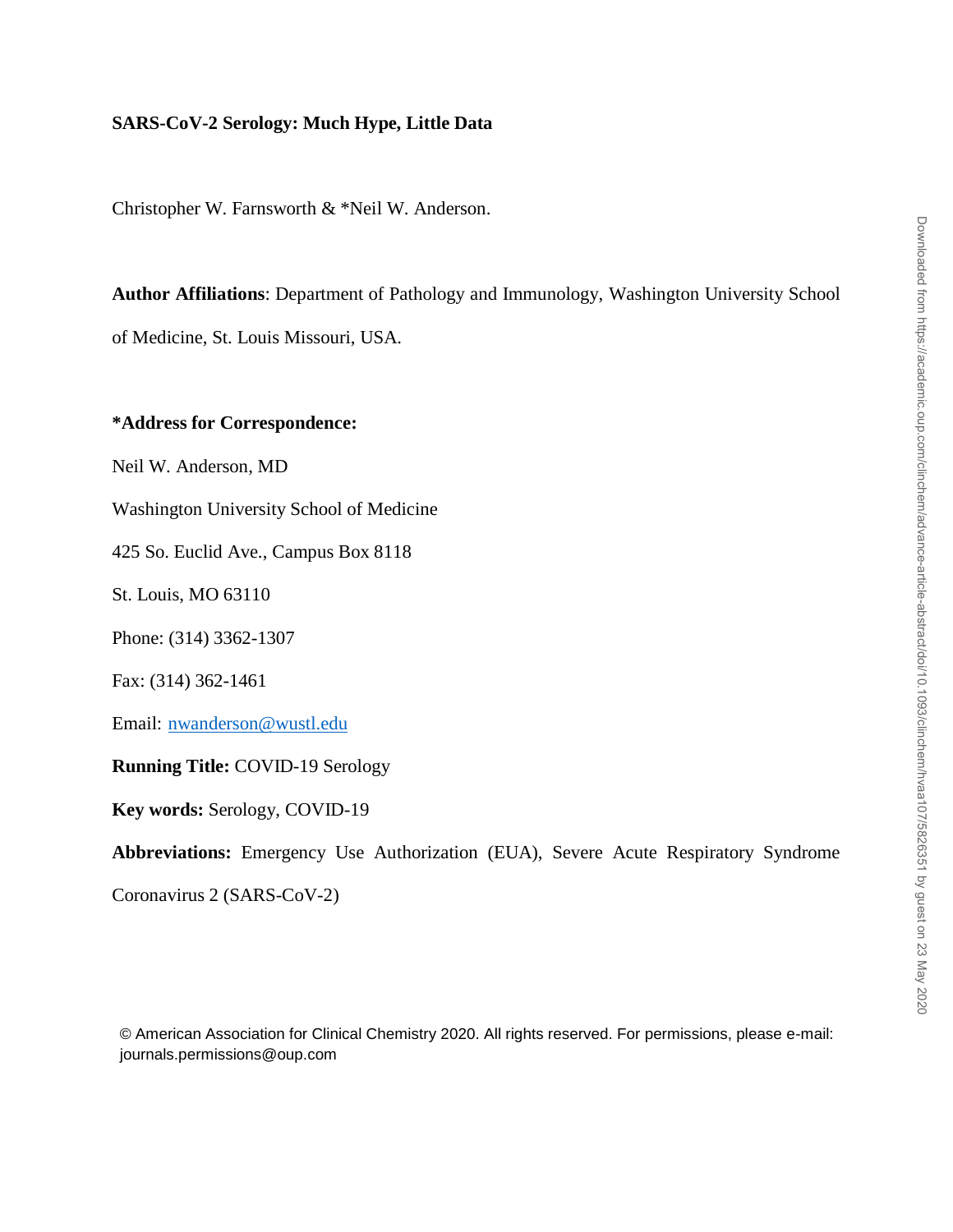# SARS-CoV-2 Serology: Much Hype, Little Data

Christopher W. Farnsworth & *Neil W. Anderson.

**Author Affiliations**: Department of Pathology and Immunology, Washington University School of Medicine, St. Louis Missouri, USA.

**\*Address for Correspondence:**

Neil W. Anderson, MD

Washington University School of Medicine

425 So. Euclid Ave., Campus Box 8118

St. Louis, MO 63110

Phone: (314) 3362-1307

Fax: (314) 362-1461

Email: nwanderson@wustl.edu

**Running Title:** COVID-19 Serology

**Key words:** Serology, COVID-19

**Abbreviations:** Emergency Use Authorization (EUA), Severe Acute Respiratory Syndrome Coronavirus 2 (SARS-CoV-2)

© American Association for Clinical Chemistry 2020. All rights reserved. For permissions, please e-mail: journals.permissions@oup.com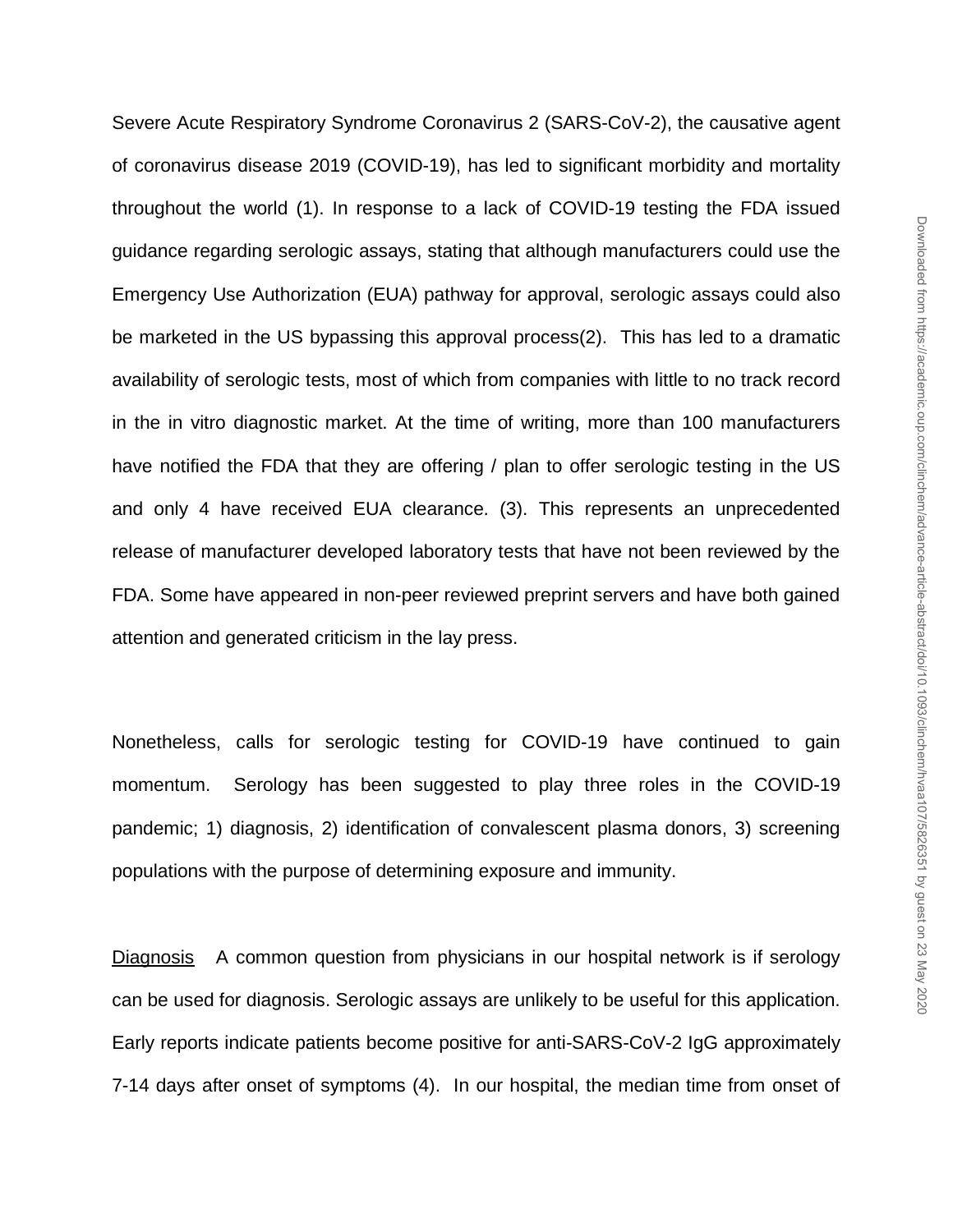Severe Acute Respiratory Syndrome Coronavirus 2 (SARS-CoV-2), the causative agent of coronavirus disease 2019 (COVID-19), has led to significant morbidity and mortality throughout the world (1). In response to a lack of COVID-19 testing the FDA issued guidance regarding serologic assays, stating that although manufacturers could use the Emergency Use Authorization (EUA) pathway for approval, serologic assays could also be marketed in the US bypassing this approval process(2). This has led to a dramatic availability of serologic tests, most of which from companies with little to no track record in the in vitro diagnostic market. At the time of writing, more than 100 manufacturers have notified the FDA that they are offering / plan to offer serologic testing in the US and only 4 have received EUA clearance. (3). This represents an unprecedented release of manufacturer developed laboratory tests that have not been reviewed by the FDA. Some have appeared in non-peer reviewed preprint servers and have both gained attention and generated criticism in the lay press.

Nonetheless, calls for serologic testing for COVID-19 have continued to gain momentum. Serology has been suggested to play three roles in the COVID-19 pandemic; 1) diagnosis, 2) identification of convalescent plasma donors, 3) screening populations with the purpose of determining exposure and immunity.

Diagnosis A common question from physicians in our hospital network is if serology can be used for diagnosis. Serologic assays are unlikely to be useful for this application. Early reports indicate patients become positive for anti-SARS-CoV-2 IgG approximately 7-14 days after onset of symptoms (4). In our hospital, the median time from onset of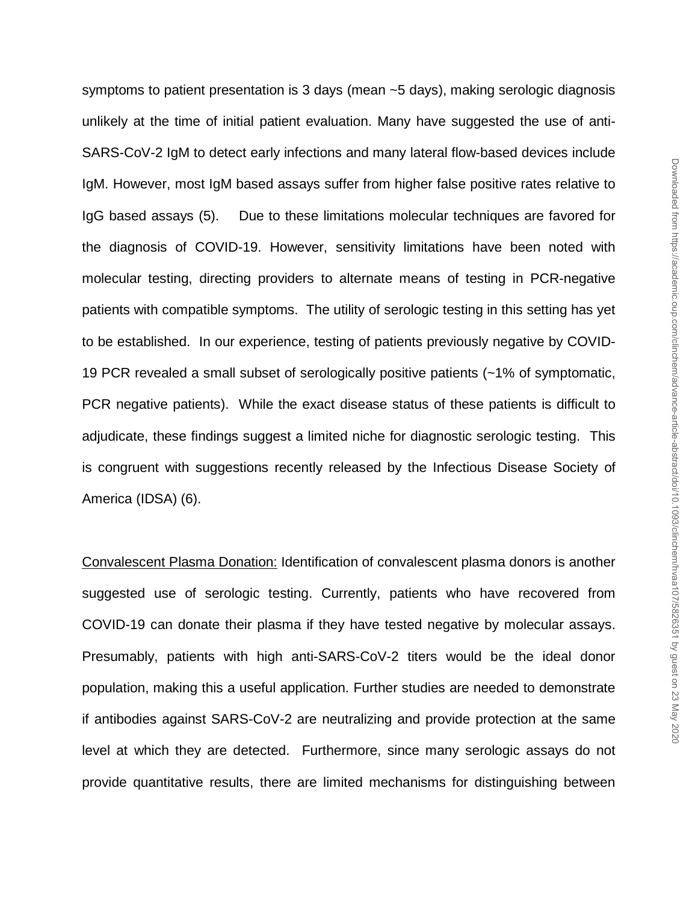symptoms to patient presentation is 3 days (mean ~5 days), making serologic diagnosis unlikely at the time of initial patient evaluation. Many have suggested the use of anti-SARS-CoV-2 IgM to detect early infections and many lateral flow-based devices include IgM. However, most IgM based assays suffer from higher false positive rates relative to IgG based assays (5). Due to these limitations molecular techniques are favored for the diagnosis of COVID-19. However, sensitivity limitations have been noted with molecular testing, directing providers to alternate means of testing in PCR-negative patients with compatible symptoms. The utility of serologic testing in this setting has yet to be established. In our experience, testing of patients previously negative by COVID-19 PCR revealed a small subset of serologically positive patients (~1% of symptomatic, PCR negative patients). While the exact disease status of these patients is difficult to adjudicate, these findings suggest a limited niche for diagnostic serologic testing. This is congruent with suggestions recently released by the Infectious Disease Society of America (IDSA) (6).

Convalescent Plasma Donation: Identification of convalescent plasma donors is another suggested use of serologic testing. Currently, patients who have recovered from COVID-19 can donate their plasma if they have tested negative by molecular assays. Presumably, patients with high anti-SARS-CoV-2 titers would be the ideal donor population, making this a useful application. Further studies are needed to demonstrate if antibodies against SARS-CoV-2 are neutralizing and provide protection at the same level at which they are detected. Furthermore, since many serologic assays do not provide quantitative results, there are limited mechanisms for distinguishing between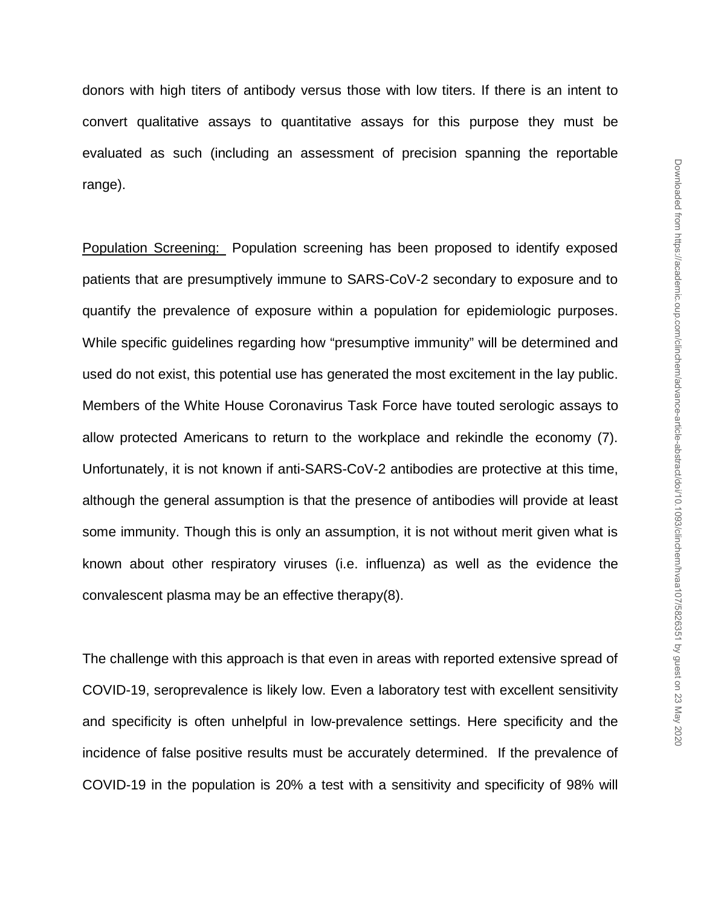donors with high titers of antibody versus those with low titers. If there is an intent to convert qualitative assays to quantitative assays for this purpose they must be evaluated as such (including an assessment of precision spanning the reportable range).

Population Screening: Population screening has been proposed to identify exposed patients that are presumptively immune to SARS-CoV-2 secondary to exposure and to quantify the prevalence of exposure within a population for epidemiologic purposes. While specific guidelines regarding how "presumptive immunity" will be determined and used do not exist, this potential use has generated the most excitement in the lay public. Members of the White House Coronavirus Task Force have touted serologic assays to allow protected Americans to return to the workplace and rekindle the economy (7). Unfortunately, it is not known if anti-SARS-CoV-2 antibodies are protective at this time, although the general assumption is that the presence of antibodies will provide at least some immunity. Though this is only an assumption, it is not without merit given what is known about other respiratory viruses (i.e. influenza) as well as the evidence the convalescent plasma may be an effective therapy(8).

The challenge with this approach is that even in areas with reported extensive spread of COVID-19, seroprevalence is likely low. Even a laboratory test with excellent sensitivity and specificity is often unhelpful in low-prevalence settings. Here specificity and the incidence of false positive results must be accurately determined. If the prevalence of COVID-19 in the population is 20% a test with a sensitivity and specificity of 98% will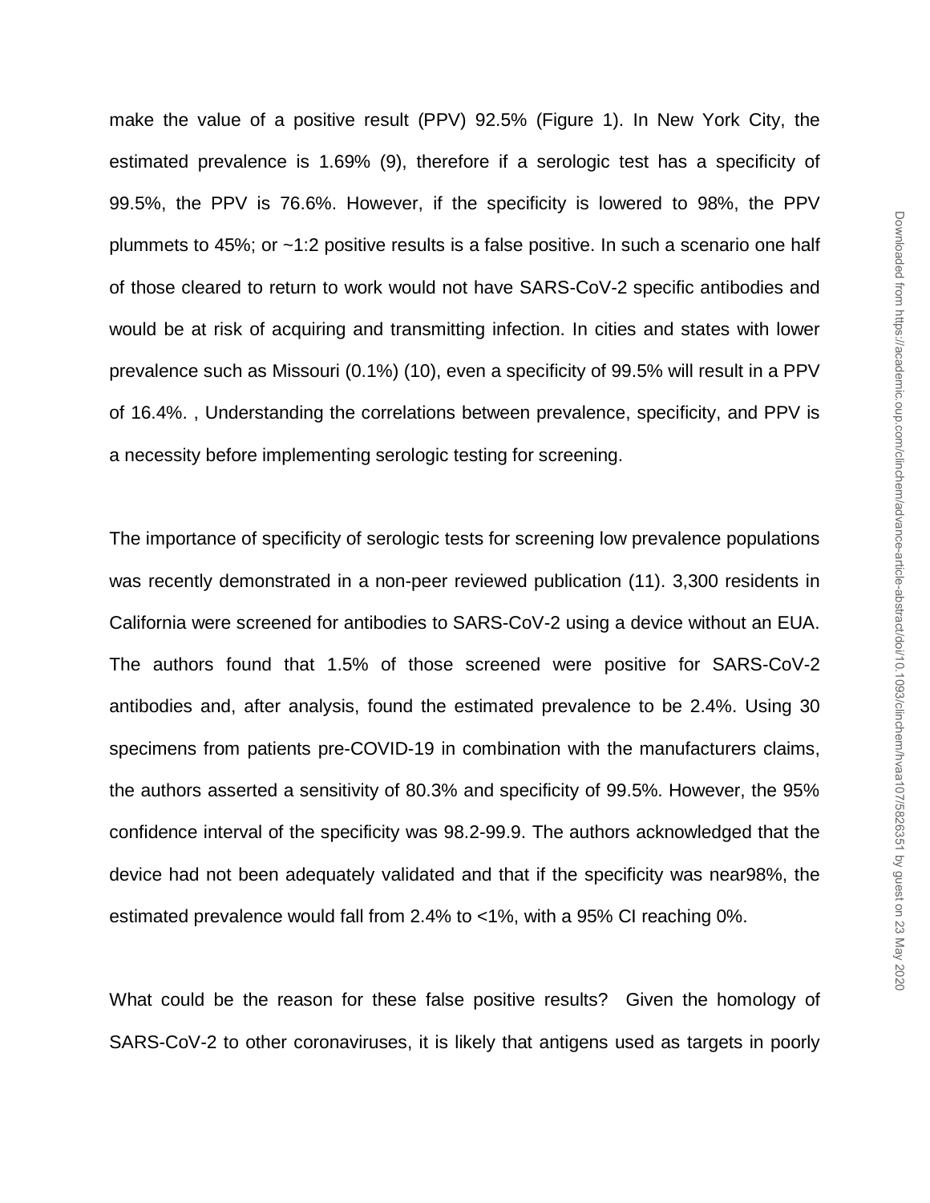make the value of a positive result (PPV) 92.5% (Figure 1). In New York City, the estimated prevalence is 1.69% (9), therefore if a serologic test has a specificity of 99.5%, the PPV is 76.6%. However, if the specificity is lowered to 98%, the PPV plummets to 45%; or ~1:2 positive results is a false positive. In such a scenario one half of those cleared to return to work would not have SARS-CoV-2 specific antibodies and would be at risk of acquiring and transmitting infection. In cities and states with lower prevalence such as Missouri (0.1%) (10), even a specificity of 99.5% will result in a PPV of 16.4%. , Understanding the correlations between prevalence, specificity, and PPV is a necessity before implementing serologic testing for screening.

The importance of specificity of serologic tests for screening low prevalence populations was recently demonstrated in a non-peer reviewed publication (11). 3,300 residents in California were screened for antibodies to SARS-CoV-2 using a device without an EUA. The authors found that 1.5% of those screened were positive for SARS-CoV-2 antibodies and, after analysis, found the estimated prevalence to be 2.4%. Using 30 specimens from patients pre-COVID-19 in combination with the manufacturers claims, the authors asserted a sensitivity of 80.3% and specificity of 99.5%. However, the 95% confidence interval of the specificity was 98.2-99.9. The authors acknowledged that the device had not been adequately validated and that if the specificity was near98%, the estimated prevalence would fall from 2.4% to <1%, with a 95% CI reaching 0%.

What could be the reason for these false positive results? Given the homology of SARS-CoV-2 to other coronaviruses, it is likely that antigens used as targets in poorly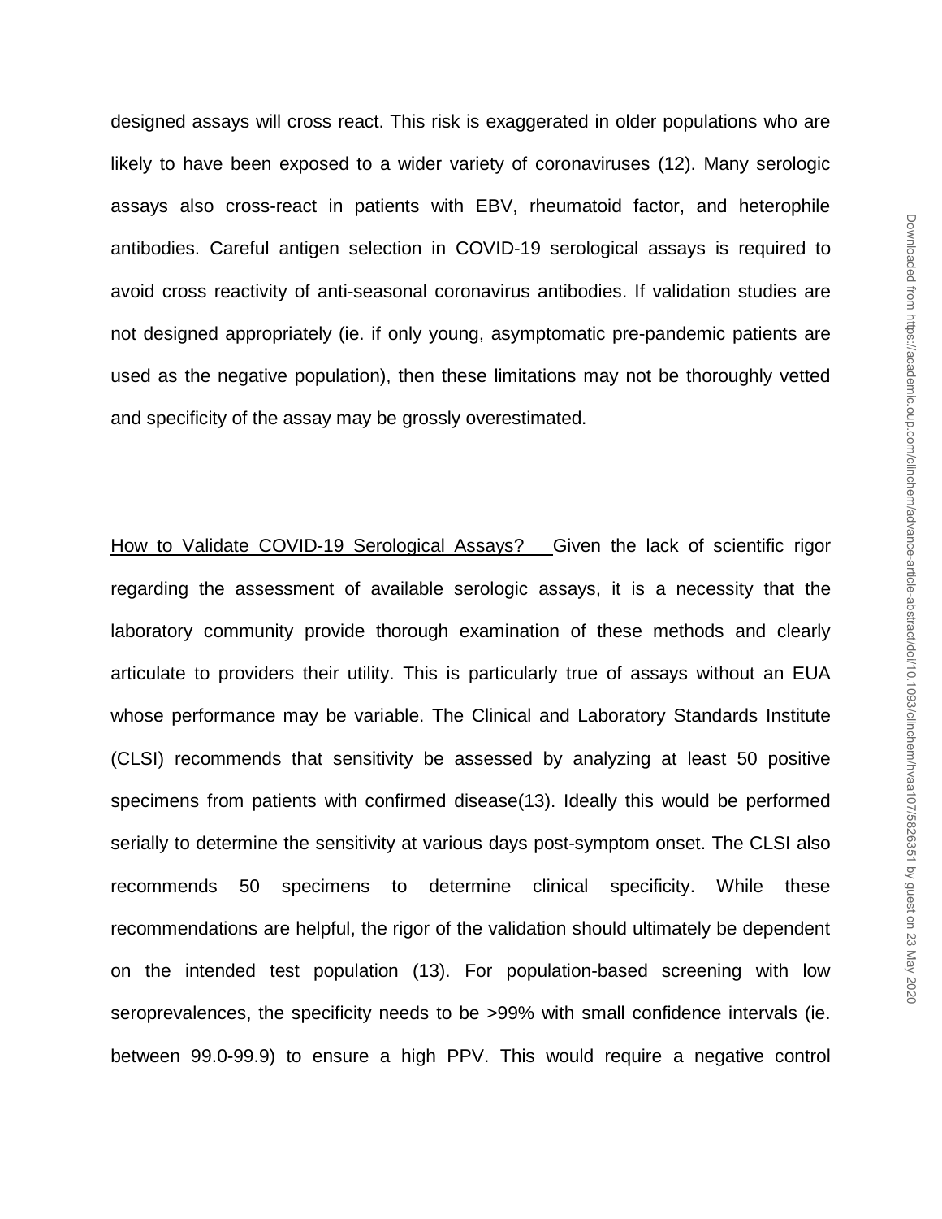designed assays will cross react. This risk is exaggerated in older populations who are likely to have been exposed to a wider variety of coronaviruses (12). Many serologic assays also cross-react in patients with EBV, rheumatoid factor, and heterophile antibodies. Careful antigen selection in COVID-19 serological assays is required to avoid cross reactivity of anti-seasonal coronavirus antibodies. If validation studies are not designed appropriately (ie. if only young, asymptomatic pre-pandemic patients are used as the negative population), then these limitations may not be thoroughly vetted and specificity of the assay may be grossly overestimated.

How to Validate COVID-19 Serological Assays? Given the lack of scientific rigor regarding the assessment of available serologic assays, it is a necessity that the laboratory community provide thorough examination of these methods and clearly articulate to providers their utility. This is particularly true of assays without an EUA whose performance may be variable. The Clinical and Laboratory Standards Institute (CLSI) recommends that sensitivity be assessed by analyzing at least 50 positive specimens from patients with confirmed disease(13). Ideally this would be performed serially to determine the sensitivity at various days post-symptom onset. The CLSI also recommends 50 specimens to determine clinical specificity. While these recommendations are helpful, the rigor of the validation should ultimately be dependent on the intended test population (13). For population-based screening with low seroprevalences, the specificity needs to be >99% with small confidence intervals (ie. between 99.0-99.9) to ensure a high PPV. This would require a negative control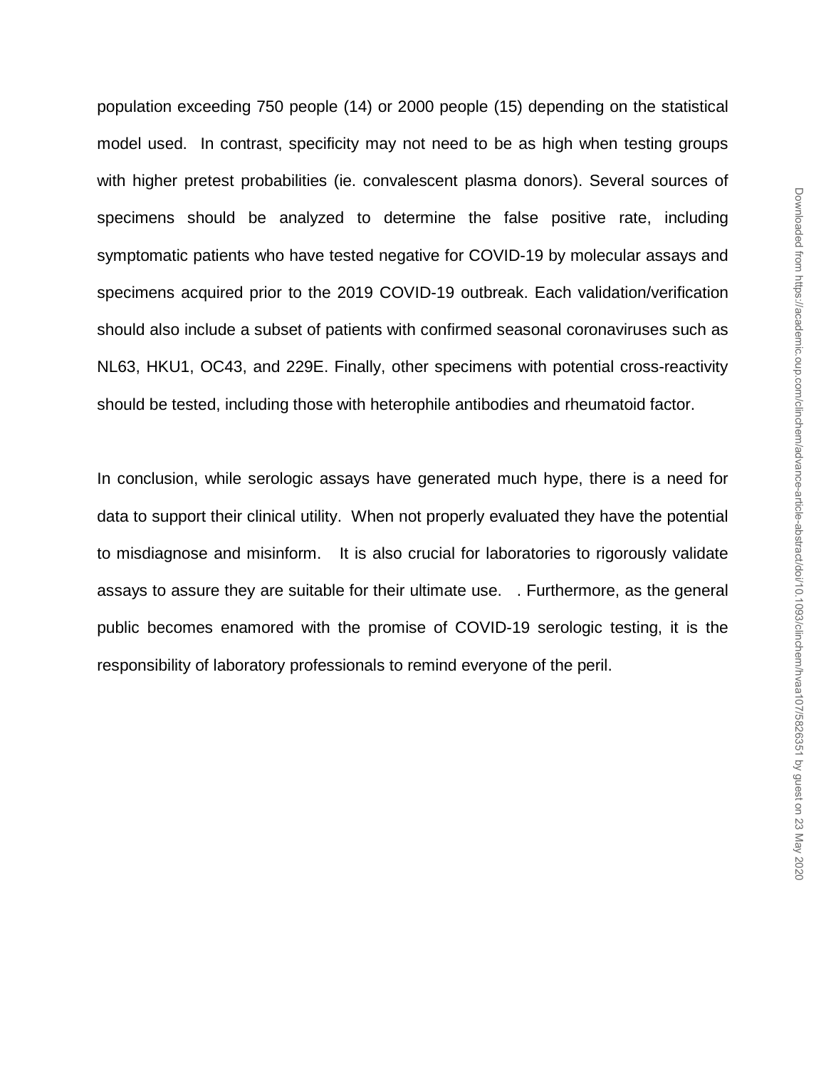population exceeding 750 people (14) or 2000 people (15) depending on the statistical model used. In contrast, specificity may not need to be as high when testing groups with higher pretest probabilities (ie. convalescent plasma donors). Several sources of specimens should be analyzed to determine the false positive rate, including symptomatic patients who have tested negative for COVID-19 by molecular assays and specimens acquired prior to the 2019 COVID-19 outbreak. Each validation/verification should also include a subset of patients with confirmed seasonal coronaviruses such as NL63, HKU1, OC43, and 229E. Finally, other specimens with potential cross-reactivity should be tested, including those with heterophile antibodies and rheumatoid factor.

In conclusion, while serologic assays have generated much hype, there is a need for data to support their clinical utility. When not properly evaluated they have the potential to misdiagnose and misinform. It is also crucial for laboratories to rigorously validate assays to assure they are suitable for their ultimate use. . Furthermore, as the general public becomes enamored with the promise of COVID-19 serologic testing, it is the responsibility of laboratory professionals to remind everyone of the peril.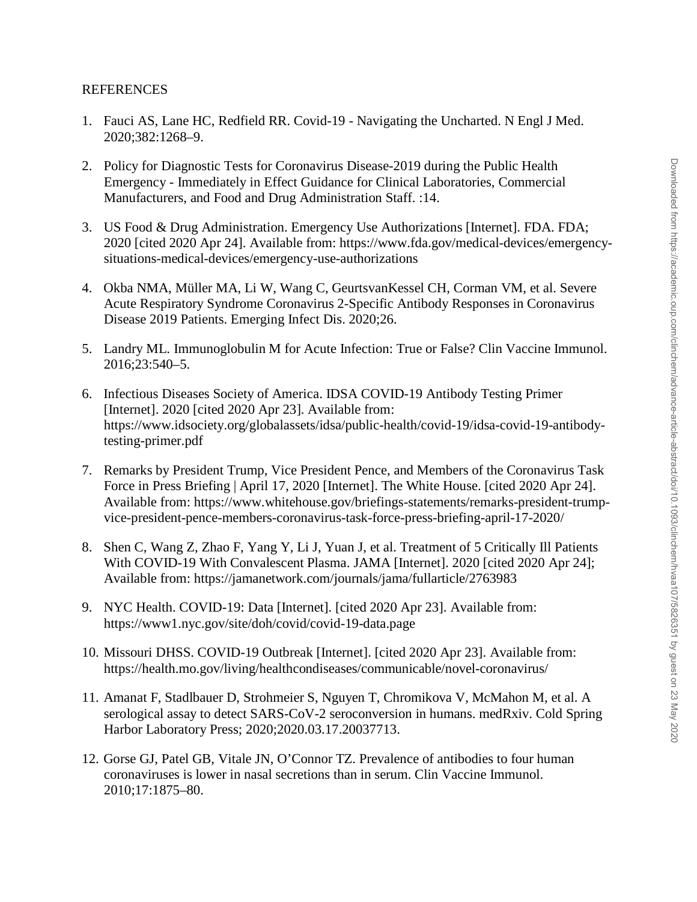REFERENCES

1. Fauci AS, Lane HC, Redfield RR. Covid-19 - Navigating the Uncharted. N Engl J Med. 2020;382:1268–9.

2. Policy for Diagnostic Tests for Coronavirus Disease-2019 during the Public Health Emergency - Immediately in Effect Guidance for Clinical Laboratories, Commercial Manufacturers, and Food and Drug Administration Staff. :14.

3. US Food & Drug Administration. Emergency Use Authorizations [Internet]. FDA. FDA; 2020 [cited 2020 Apr 24]. Available from: https://www.fda.gov/medical-devices/emergency-situations-medical-devices/emergency-use-authorizations

4. Okba NMA, Müller MA, Li W, Wang C, GeurtsvanKessel CH, Corman VM, et al. Severe Acute Respiratory Syndrome Coronavirus 2-Specific Antibody Responses in Coronavirus Disease 2019 Patients. Emerging Infect Dis. 2020;26.

5. Landry ML. Immunoglobulin M for Acute Infection: True or False? Clin Vaccine Immunol. 2016;23:540–5.

6. Infectious Diseases Society of America. IDSA COVID-19 Antibody Testing Primer [Internet]. 2020 [cited 2020 Apr 23]. Available from: https://www.idsociety.org/globalassets/idsa/public-health/covid-19/idsa-covid-19-antibody-testing-primer.pdf

7. Remarks by President Trump, Vice President Pence, and Members of the Coronavirus Task Force in Press Briefing | April 17, 2020 [Internet]. The White House. [cited 2020 Apr 24]. Available from: https://www.whitehouse.gov/briefings-statements/remarks-president-trump-vice-president-pence-members-coronavirus-task-force-press-briefing-april-17-2020/

8. Shen C, Wang Z, Zhao F, Yang Y, Li J, Yuan J, et al. Treatment of 5 Critically Ill Patients With COVID-19 With Convalescent Plasma. JAMA [Internet]. 2020 [cited 2020 Apr 24]; Available from: https://jamanetwork.com/journals/jama/fullarticle/2763983

9. NYC Health. COVID-19: Data [Internet]. [cited 2020 Apr 23]. Available from: https://www1.nyc.gov/site/doh/covid/covid-19-data.page

10. Missouri DHSS. COVID-19 Outbreak [Internet]. [cited 2020 Apr 23]. Available from: https://health.mo.gov/living/healthcondiseases/communicable/novel-coronavirus/

11. Amanat F, Stadlbauer D, Strohmeier S, Nguyen T, Chromikova V, McMahon M, et al. A serological assay to detect SARS-CoV-2 seroconversion in humans. medRxiv. Cold Spring Harbor Laboratory Press; 2020;2020.03.17.20037713.

12. Gorse GJ, Patel GB, Vitale JN, O'Connor TZ. Prevalence of antibodies to four human coronaviruses is lower in nasal secretions than in serum. Clin Vaccine Immunol. 2010;17:1875–80.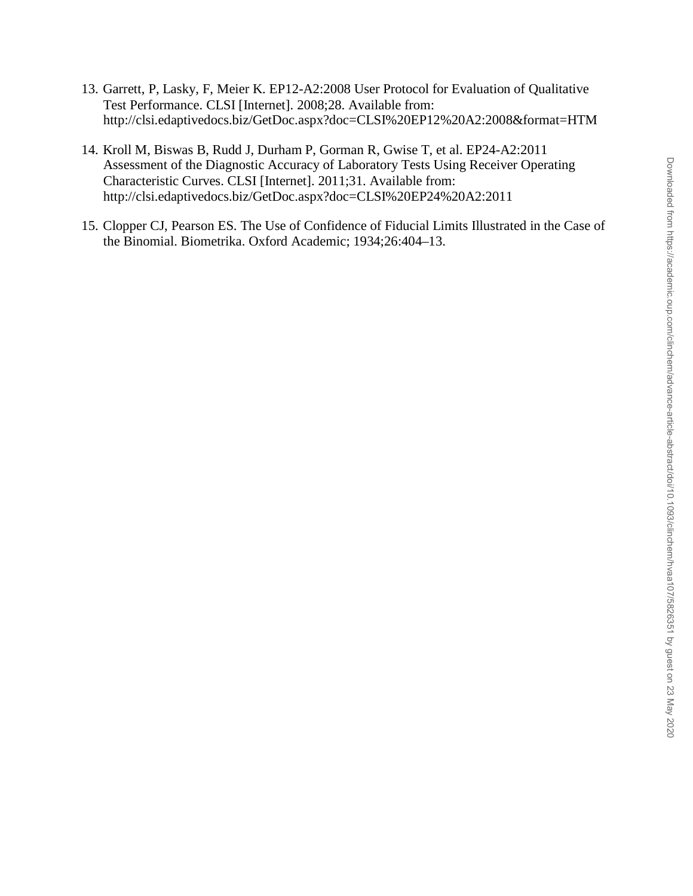13. Garrett, P, Lasky, F, Meier K. EP12-A2:2008 User Protocol for Evaluation of Qualitative Test Performance. CLSI [Internet]. 2008;28. Available from: http://clsi.edaptivedocs.biz/GetDoc.aspx?doc=CLSI%20EP12%20A2:2008&format=HTM

14. Kroll M, Biswas B, Rudd J, Durham P, Gorman R, Gwise T, et al. EP24-A2:2011 Assessment of the Diagnostic Accuracy of Laboratory Tests Using Receiver Operating Characteristic Curves. CLSI [Internet]. 2011;31. Available from: http://clsi.edaptivedocs.biz/GetDoc.aspx?doc=CLSI%20EP24%20A2:2011

15. Clopper CJ, Pearson ES. The Use of Confidence of Fiducial Limits Illustrated in the Case of the Binomial. Biometrika. Oxford Academic; 1934;26:404–13.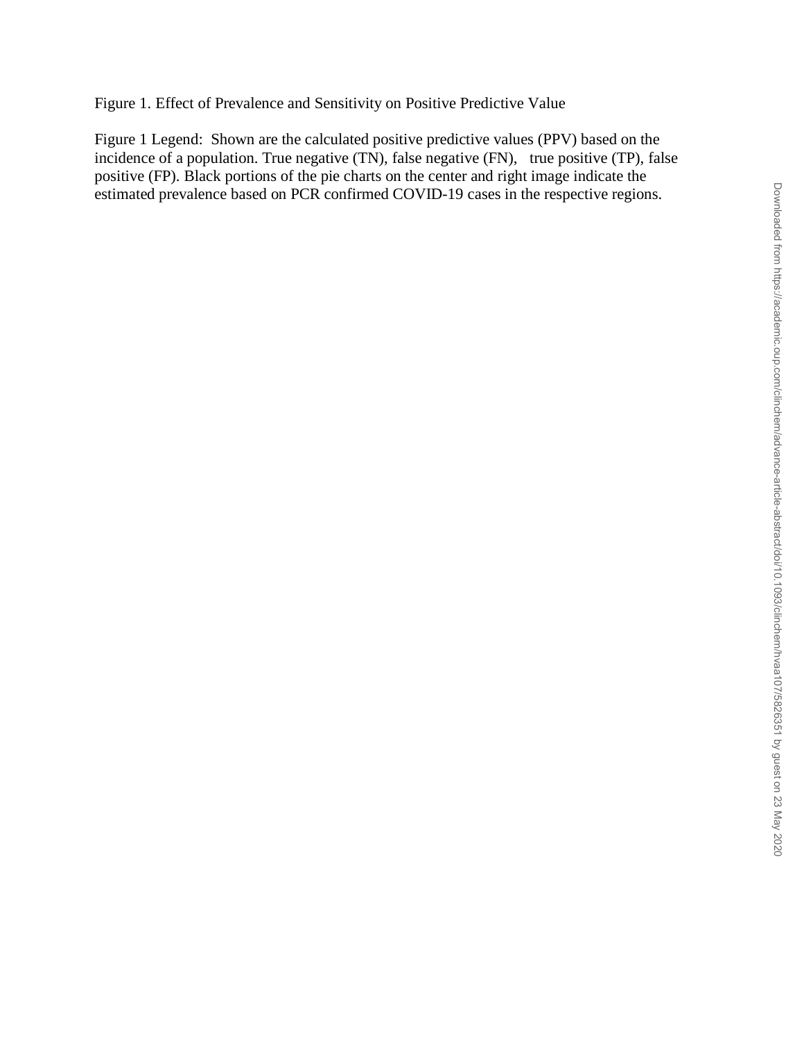Figure 1. Effect of Prevalence and Sensitivity on Positive Predictive Value

Figure 1 Legend: Shown are the calculated positive predictive values (PPV) based on the incidence of a population. True negative (TN), false negative (FN), true positive (TP), false positive (FP). Black portions of the pie charts on the center and right image indicate the estimated prevalence based on PCR confirmed COVID-19 cases in the respective regions.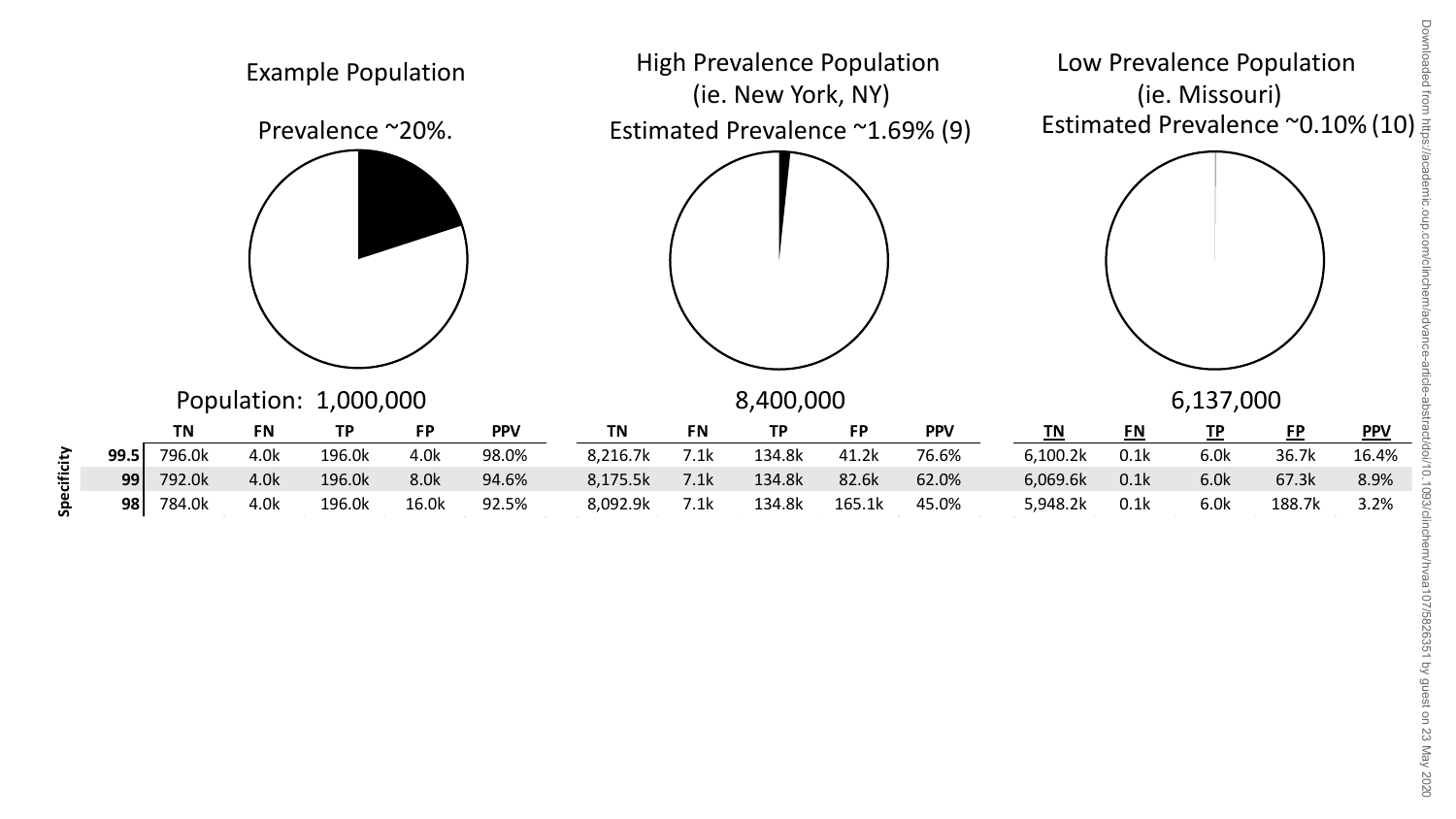Example Population

Prevalence ~20%.

Population: 1,000,000

High Prevalence Population
(ie. New York, NY)
Estimated Prevalence ~1.69% (9)

8,400,000

Low Prevalence Population
(ie. Missouri)
Estimated Prevalence ~0.10% (10)

6,137,000

| Specificity | TN | FN | TP | FP | PPV | TN | FN | TP | FP | PPV | TN | FN | TP | FP | PPV |
|---|---|---|---|---|---|---|---|---|---|---|---|---|---|---|---|
| 99.5 | 796.0k | 4.0k | 196.0k | 4.0k | 98.0% | 8,216.7k | 7.1k | 134.8k | 41.2k | 76.6% | 6,100.2k | 0.1k | 6.0k | 36.7k | 16.4% |
| 99 | 792.0k | 4.0k | 196.0k | 8.0k | 94.6% | 8,175.5k | 7.1k | 134.8k | 82.6k | 62.0% | 6,069.6k | 0.1k | 6.0k | 67.3k | 8.9% |
| 98 | 784.0k | 4.0k | 196.0k | 16.0k | 92.5% | 8,092.9k | 7.1k | 134.8k | 165.1k | 45.0% | 5,948.2k | 0.1k | 6.0k | 188.7k | 3.2% |